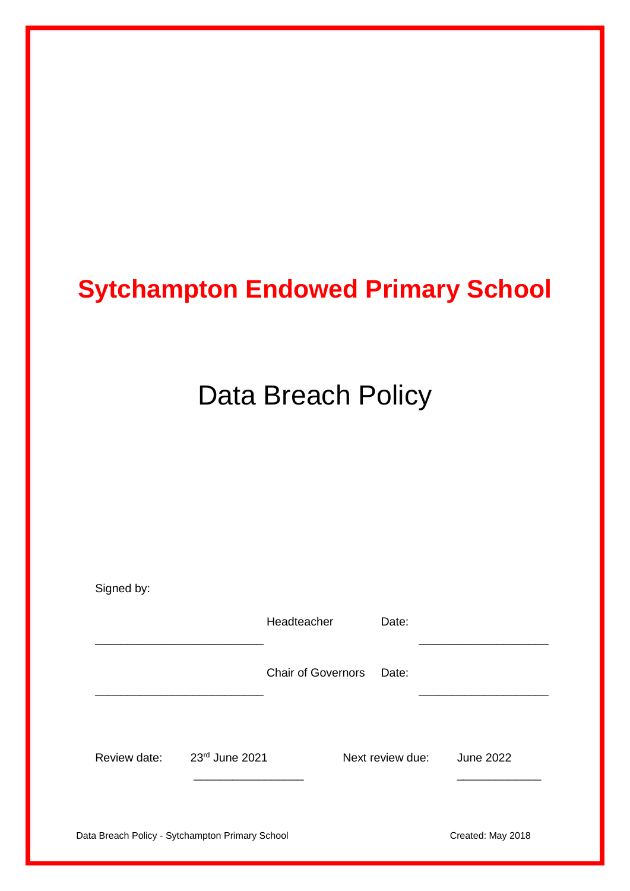# Sytchampton Endowed Primary School

## Data Breach Policy

Signed by:

_________________________ Headteacher Date: ___________________

_________________________ Chair of Governors Date: ___________________

Review date: 23rd June 2021 Next review due: June 2022

Data Breach Policy - Sytchampton Primary School Created: May 2018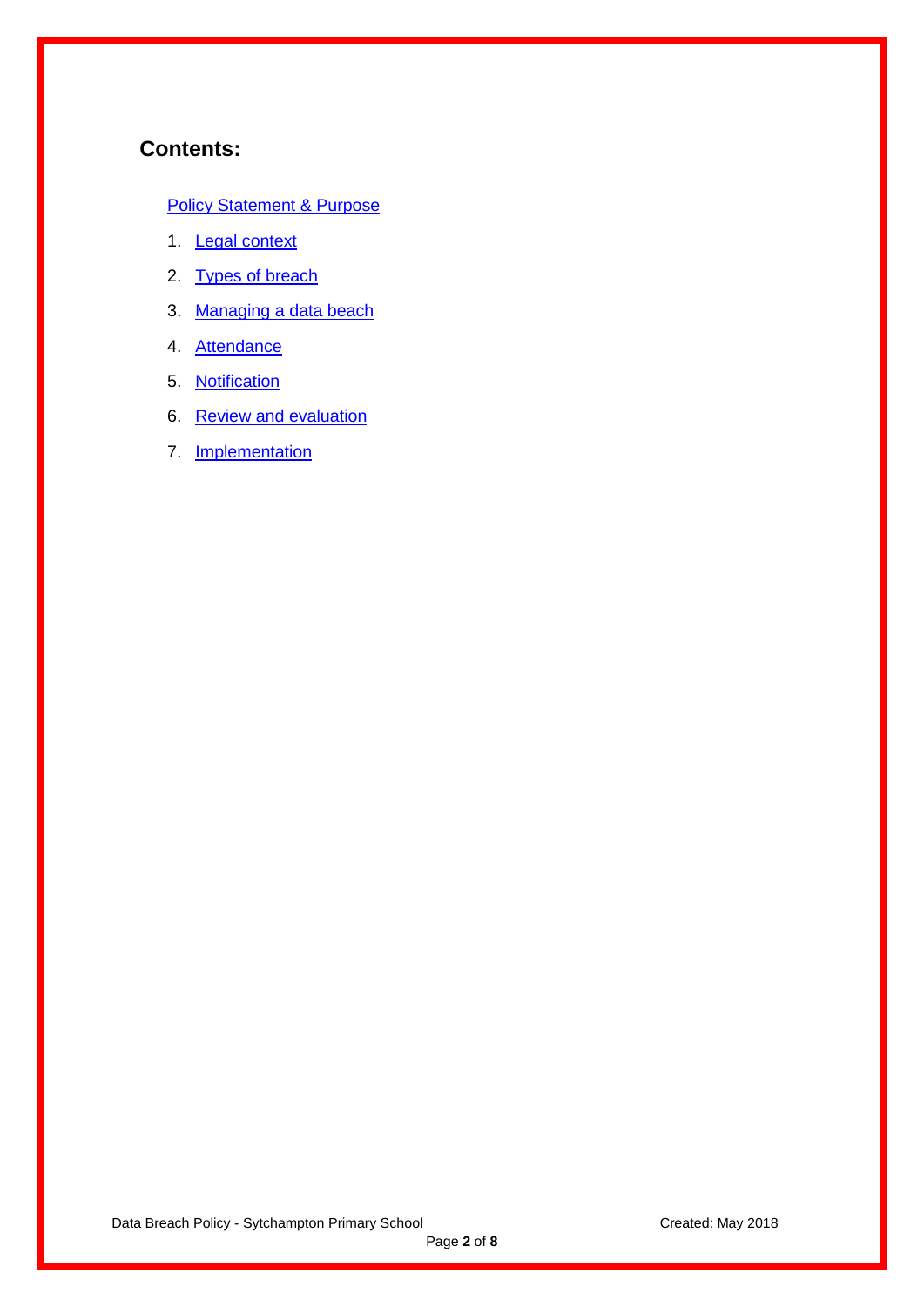## Contents:

Policy Statement & Purpose

1. Legal context
2. Types of breach
3. Managing a data beach
4. Attendance
5. Notification
6. Review and evaluation
7. Implementation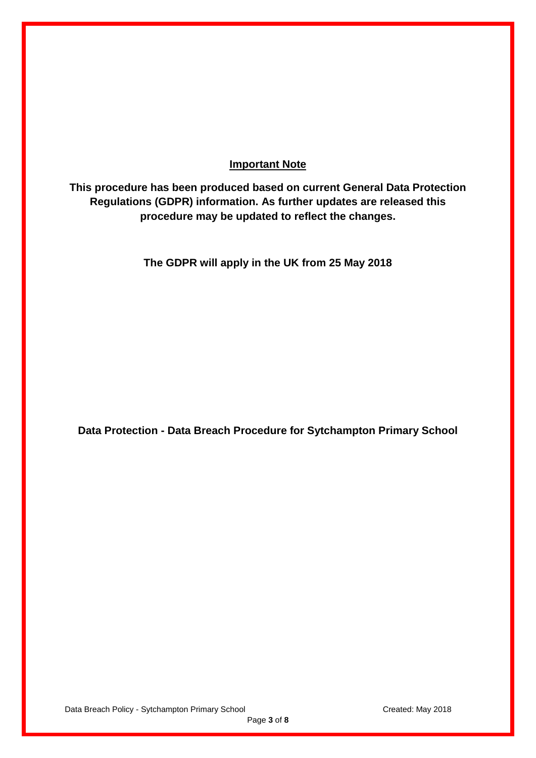**Important Note**

**This procedure has been produced based on current General Data Protection Regulations (GDPR) information. As further updates are released this procedure may be updated to reflect the changes.**

**The GDPR will apply in the UK from 25 May 2018**

**Data Protection - Data Breach Procedure for Sytchampton Primary School**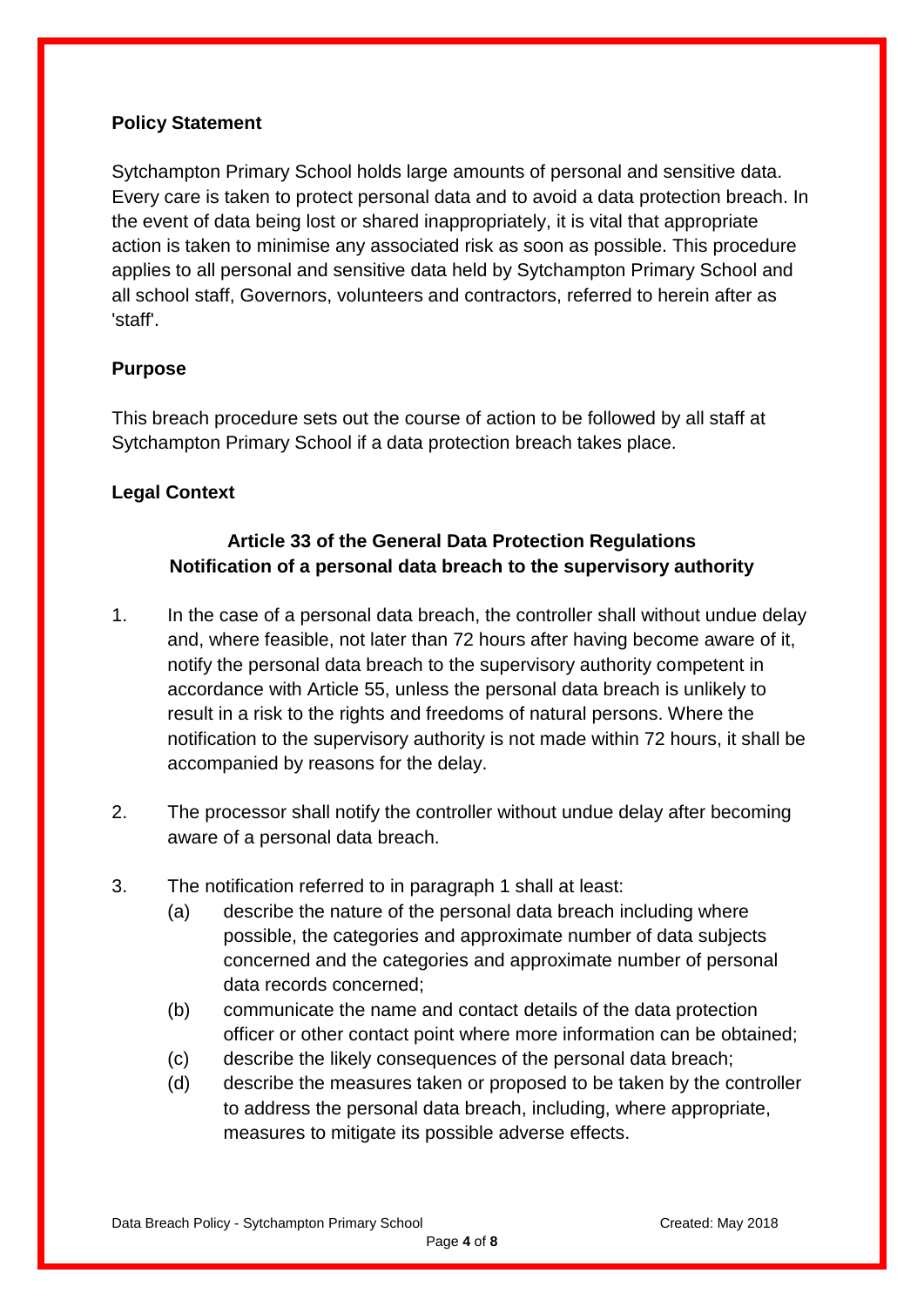**Policy Statement**

Sytchampton Primary School holds large amounts of personal and sensitive data. Every care is taken to protect personal data and to avoid a data protection breach. In the event of data being lost or shared inappropriately, it is vital that appropriate action is taken to minimise any associated risk as soon as possible. This procedure applies to all personal and sensitive data held by Sytchampton Primary School and all school staff, Governors, volunteers and contractors, referred to herein after as 'staff'.

**Purpose**

This breach procedure sets out the course of action to be followed by all staff at Sytchampton Primary School if a data protection breach takes place.

**Legal Context**

**Article 33 of the General Data Protection Regulations**
**Notification of a personal data breach to the supervisory authority**

1. In the case of a personal data breach, the controller shall without undue delay and, where feasible, not later than 72 hours after having become aware of it, notify the personal data breach to the supervisory authority competent in accordance with Article 55, unless the personal data breach is unlikely to result in a risk to the rights and freedoms of natural persons. Where the notification to the supervisory authority is not made within 72 hours, it shall be accompanied by reasons for the delay.

2. The processor shall notify the controller without undue delay after becoming aware of a personal data breach.

3. The notification referred to in paragraph 1 shall at least:
   - (a) describe the nature of the personal data breach including where possible, the categories and approximate number of data subjects concerned and the categories and approximate number of personal data records concerned;
   - (b) communicate the name and contact details of the data protection officer or other contact point where more information can be obtained;
   - (c) describe the likely consequences of the personal data breach;
   - (d) describe the measures taken or proposed to be taken by the controller to address the personal data breach, including, where appropriate, measures to mitigate its possible adverse effects.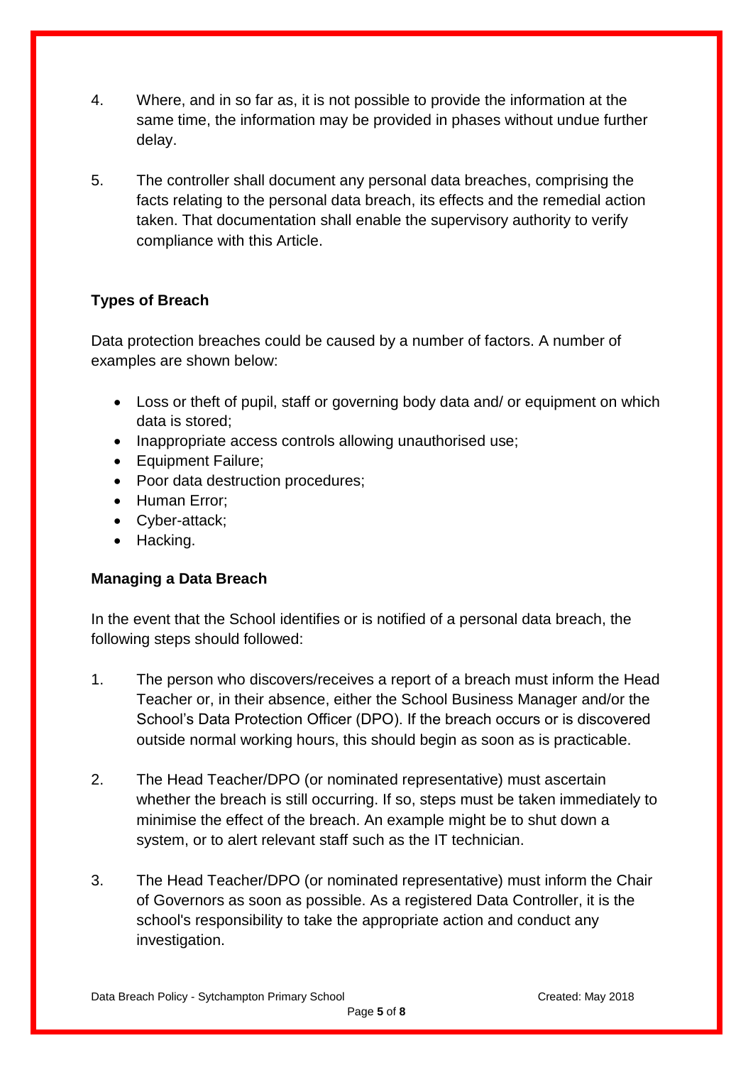4. Where, and in so far as, it is not possible to provide the information at the same time, the information may be provided in phases without undue further delay.

5. The controller shall document any personal data breaches, comprising the facts relating to the personal data breach, its effects and the remedial action taken. That documentation shall enable the supervisory authority to verify compliance with this Article.

**Types of Breach**

Data protection breaches could be caused by a number of factors. A number of examples are shown below:

- Loss or theft of pupil, staff or governing body data and/ or equipment on which data is stored;
- Inappropriate access controls allowing unauthorised use;
- Equipment Failure;
- Poor data destruction procedures;
- Human Error;
- Cyber-attack;
- Hacking.

**Managing a Data Breach**

In the event that the School identifies or is notified of a personal data breach, the following steps should followed:

1. The person who discovers/receives a report of a breach must inform the Head Teacher or, in their absence, either the School Business Manager and/or the School's Data Protection Officer (DPO). If the breach occurs or is discovered outside normal working hours, this should begin as soon as is practicable.

2. The Head Teacher/DPO (or nominated representative) must ascertain whether the breach is still occurring. If so, steps must be taken immediately to minimise the effect of the breach. An example might be to shut down a system, or to alert relevant staff such as the IT technician.

3. The Head Teacher/DPO (or nominated representative) must inform the Chair of Governors as soon as possible. As a registered Data Controller, it is the school's responsibility to take the appropriate action and conduct any investigation.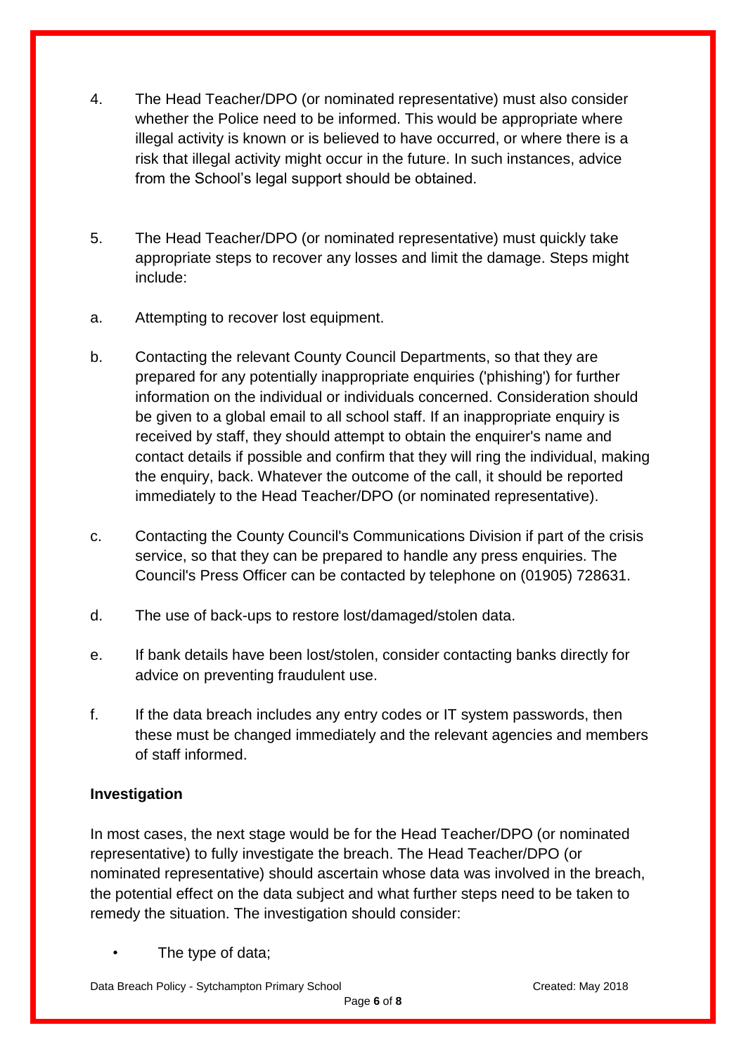4. The Head Teacher/DPO (or nominated representative) must also consider whether the Police need to be informed. This would be appropriate where illegal activity is known or is believed to have occurred, or where there is a risk that illegal activity might occur in the future. In such instances, advice from the School's legal support should be obtained.

5. The Head Teacher/DPO (or nominated representative) must quickly take appropriate steps to recover any losses and limit the damage. Steps might include:

a. Attempting to recover lost equipment.

b. Contacting the relevant County Council Departments, so that they are prepared for any potentially inappropriate enquiries ('phishing') for further information on the individual or individuals concerned. Consideration should be given to a global email to all school staff. If an inappropriate enquiry is received by staff, they should attempt to obtain the enquirer's name and contact details if possible and confirm that they will ring the individual, making the enquiry, back. Whatever the outcome of the call, it should be reported immediately to the Head Teacher/DPO (or nominated representative).

c. Contacting the County Council's Communications Division if part of the crisis service, so that they can be prepared to handle any press enquiries. The Council's Press Officer can be contacted by telephone on (01905) 728631.

d. The use of back-ups to restore lost/damaged/stolen data.

e. If bank details have been lost/stolen, consider contacting banks directly for advice on preventing fraudulent use.

f. If the data breach includes any entry codes or IT system passwords, then these must be changed immediately and the relevant agencies and members of staff informed.

**Investigation**

In most cases, the next stage would be for the Head Teacher/DPO (or nominated representative) to fully investigate the breach. The Head Teacher/DPO (or nominated representative) should ascertain whose data was involved in the breach, the potential effect on the data subject and what further steps need to be taken to remedy the situation. The investigation should consider:

- The type of data;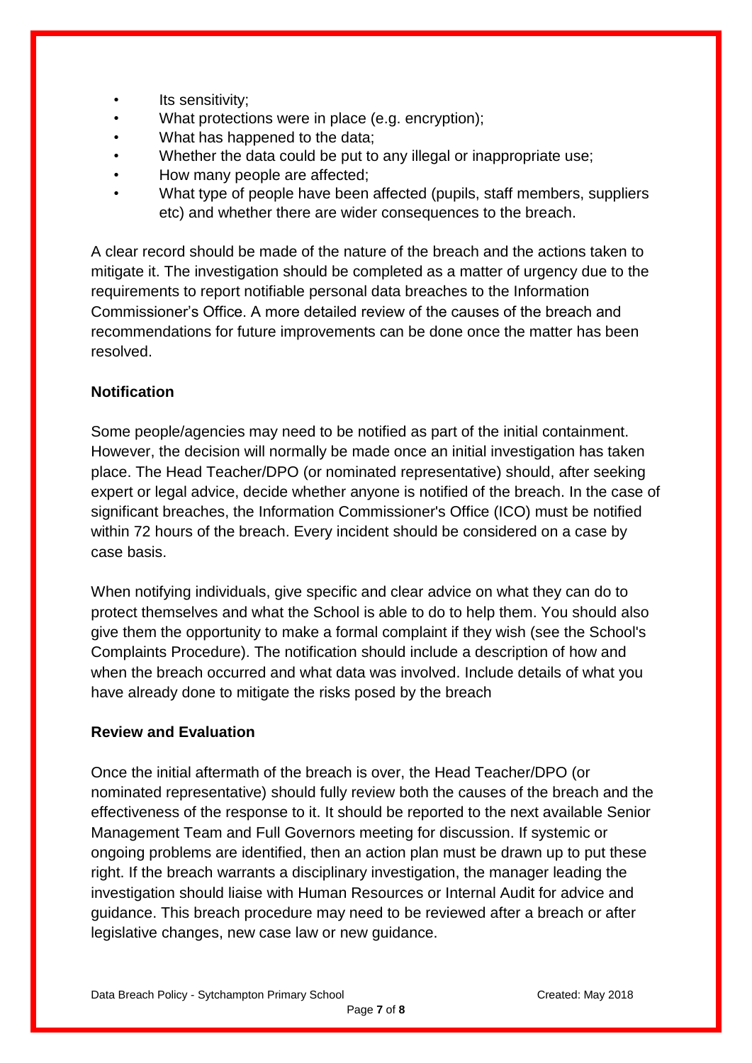- Its sensitivity;
- What protections were in place (e.g. encryption);
- What has happened to the data;
- Whether the data could be put to any illegal or inappropriate use;
- How many people are affected;
- What type of people have been affected (pupils, staff members, suppliers etc) and whether there are wider consequences to the breach.

A clear record should be made of the nature of the breach and the actions taken to mitigate it. The investigation should be completed as a matter of urgency due to the requirements to report notifiable personal data breaches to the Information Commissioner's Office. A more detailed review of the causes of the breach and recommendations for future improvements can be done once the matter has been resolved.

**Notification**

Some people/agencies may need to be notified as part of the initial containment. However, the decision will normally be made once an initial investigation has taken place. The Head Teacher/DPO (or nominated representative) should, after seeking expert or legal advice, decide whether anyone is notified of the breach. In the case of significant breaches, the Information Commissioner's Office (ICO) must be notified within 72 hours of the breach. Every incident should be considered on a case by case basis.

When notifying individuals, give specific and clear advice on what they can do to protect themselves and what the School is able to do to help them. You should also give them the opportunity to make a formal complaint if they wish (see the School's Complaints Procedure). The notification should include a description of how and when the breach occurred and what data was involved. Include details of what you have already done to mitigate the risks posed by the breach

**Review and Evaluation**

Once the initial aftermath of the breach is over, the Head Teacher/DPO (or nominated representative) should fully review both the causes of the breach and the effectiveness of the response to it. It should be reported to the next available Senior Management Team and Full Governors meeting for discussion. If systemic or ongoing problems are identified, then an action plan must be drawn up to put these right. If the breach warrants a disciplinary investigation, the manager leading the investigation should liaise with Human Resources or Internal Audit for advice and guidance. This breach procedure may need to be reviewed after a breach or after legislative changes, new case law or new guidance.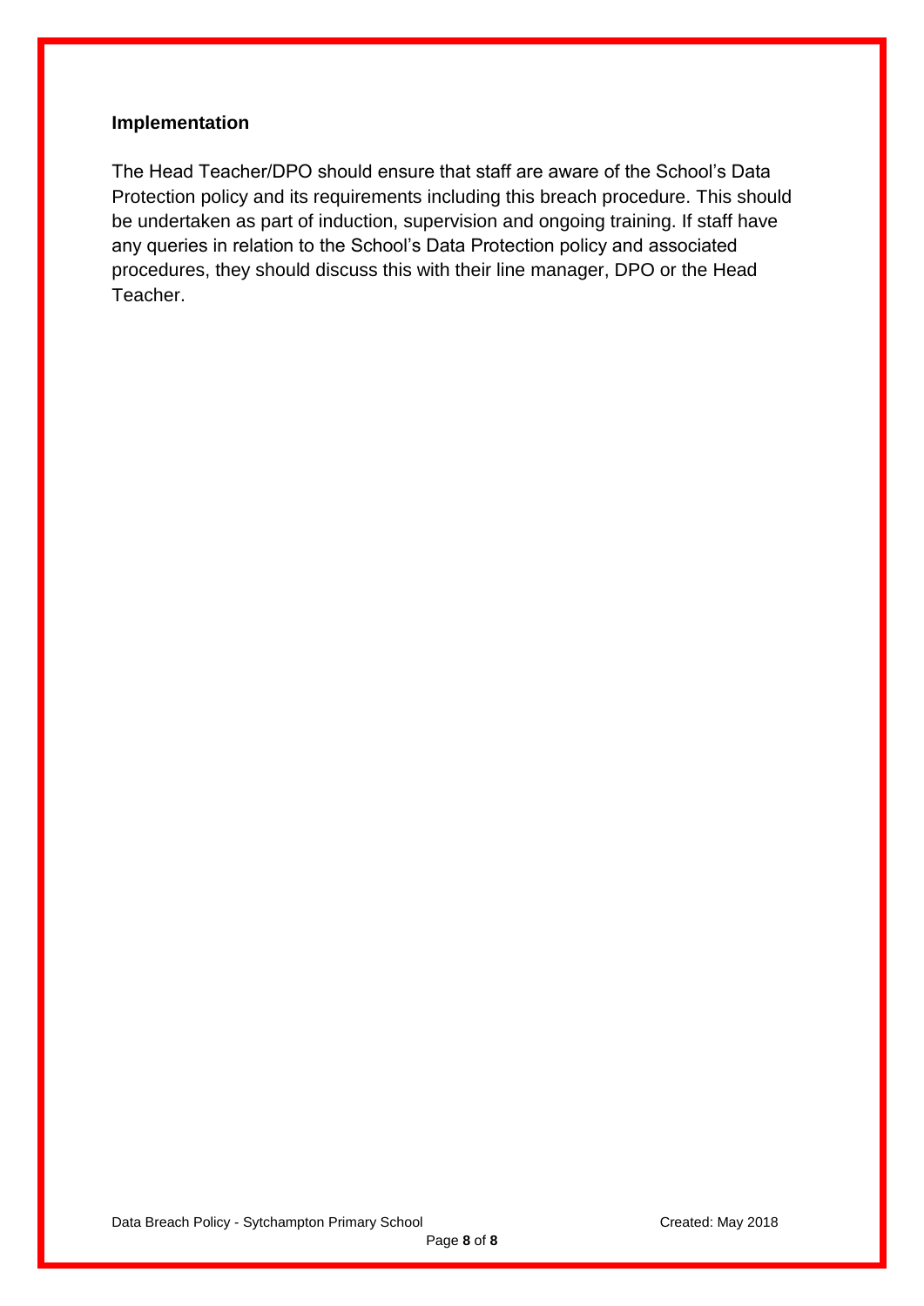**Implementation**

The Head Teacher/DPO should ensure that staff are aware of the School's Data Protection policy and its requirements including this breach procedure. This should be undertaken as part of induction, supervision and ongoing training. If staff have any queries in relation to the School's Data Protection policy and associated procedures, they should discuss this with their line manager, DPO or the Head Teacher.